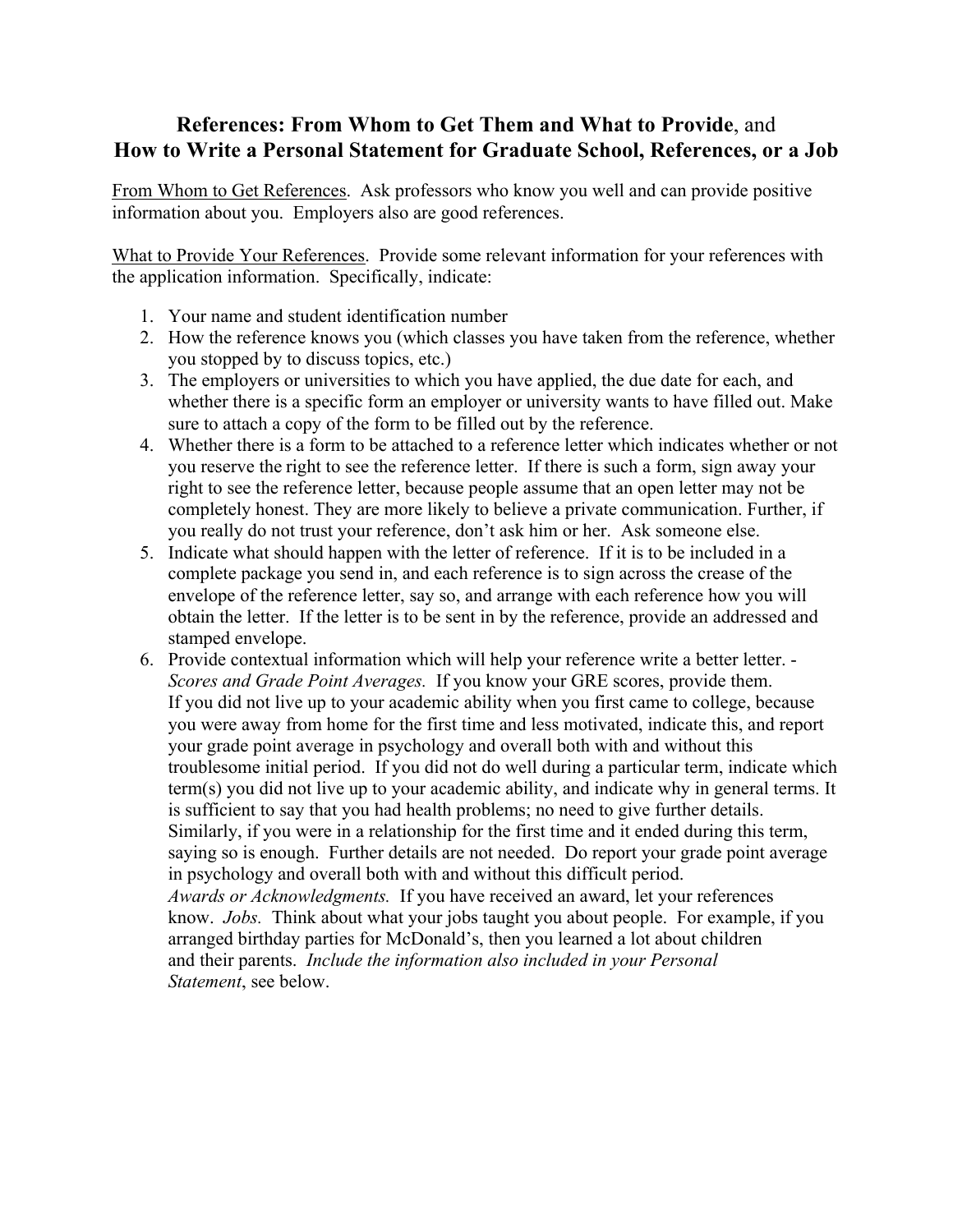# **References: From Whom to Get Them and What to Provide**, and **How to Write a Personal Statement for Graduate School, References, or a Job**

<u>From Whom to Get References</u>. Ask professors who know you well and can provide positive information about you. Employers also are good references.

<u>What to Provide Your References</u>. Provide some relevant information for your references with the application information. Specifically, indicate:

1. Your name and student identification number
2. How the reference knows you (which classes you have taken from the reference, whether you stopped by to discuss topics, etc.)
3. The employers or universities to which you have applied, the due date for each, and whether there is a specific form an employer or university wants to have filled out. Make sure to attach a copy of the form to be filled out by the reference.
4. Whether there is a form to be attached to a reference letter which indicates whether or not you reserve the right to see the reference letter. If there is such a form, sign away your right to see the reference letter, because people assume that an open letter may not be completely honest. They are more likely to believe a private communication. Further, if you really do not trust your reference, don't ask him or her. Ask someone else.
5. Indicate what should happen with the letter of reference. If it is to be included in a complete package you send in, and each reference is to sign across the crease of the envelope of the reference letter, say so, and arrange with each reference how you will obtain the letter. If the letter is to be sent in by the reference, provide an addressed and stamped envelope.
6. Provide contextual information which will help your reference write a better letter. - *Scores and Grade Point Averages.* If you know your GRE scores, provide them. If you did not live up to your academic ability when you first came to college, because you were away from home for the first time and less motivated, indicate this, and report your grade point average in psychology and overall both with and without this troublesome initial period. If you did not do well during a particular term, indicate which term(s) you did not live up to your academic ability, and indicate why in general terms. It is sufficient to say that you had health problems; no need to give further details. Similarly, if you were in a relationship for the first time and it ended during this term, saying so is enough. Further details are not needed. Do report your grade point average in psychology and overall both with and without this difficult period. *Awards or Acknowledgments.* If you have received an award, let your references know. *Jobs.* Think about what your jobs taught you about people. For example, if you arranged birthday parties for McDonald's, then you learned a lot about children and their parents. *Include the information also included in your Personal Statement*, see below.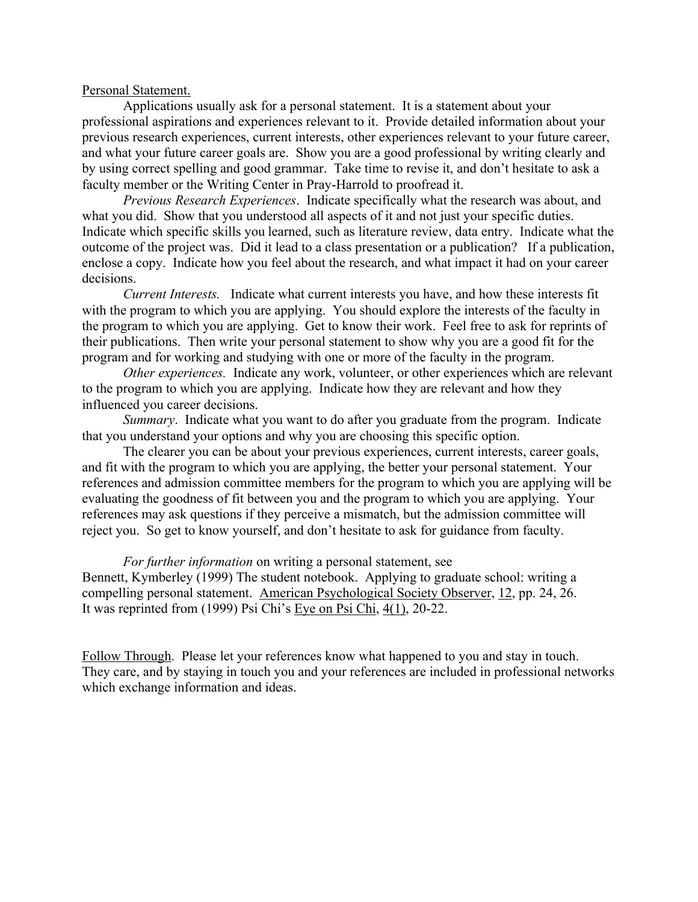Personal Statement.

Applications usually ask for a personal statement. It is a statement about your professional aspirations and experiences relevant to it. Provide detailed information about your previous research experiences, current interests, other experiences relevant to your future career, and what your future career goals are. Show you are a good professional by writing clearly and by using correct spelling and good grammar. Take time to revise it, and don't hesitate to ask a faculty member or the Writing Center in Pray-Harrold to proofread it.

*Previous Research Experiences*. Indicate specifically what the research was about, and what you did. Show that you understood all aspects of it and not just your specific duties. Indicate which specific skills you learned, such as literature review, data entry. Indicate what the outcome of the project was. Did it lead to a class presentation or a publication? If a publication, enclose a copy. Indicate how you feel about the research, and what impact it had on your career decisions.

*Current Interests.* Indicate what current interests you have, and how these interests fit with the program to which you are applying. You should explore the interests of the faculty in the program to which you are applying. Get to know their work. Feel free to ask for reprints of their publications. Then write your personal statement to show why you are a good fit for the program and for working and studying with one or more of the faculty in the program.

*Other experiences.* Indicate any work, volunteer, or other experiences which are relevant to the program to which you are applying. Indicate how they are relevant and how they influenced you career decisions.

*Summary*. Indicate what you want to do after you graduate from the program. Indicate that you understand your options and why you are choosing this specific option.

The clearer you can be about your previous experiences, current interests, career goals, and fit with the program to which you are applying, the better your personal statement. Your references and admission committee members for the program to which you are applying will be evaluating the goodness of fit between you and the program to which you are applying. Your references may ask questions if they perceive a mismatch, but the admission committee will reject you. So get to know yourself, and don't hesitate to ask for guidance from faculty.

*For further information* on writing a personal statement, see
Bennett, Kymberley (1999) The student notebook. Applying to graduate school: writing a compelling personal statement. American Psychological Society Observer, 12, pp. 24, 26.
It was reprinted from (1999) Psi Chi's Eye on Psi Chi, 4(1), 20-22.

Follow Through. Please let your references know what happened to you and stay in touch. They care, and by staying in touch you and your references are included in professional networks which exchange information and ideas.